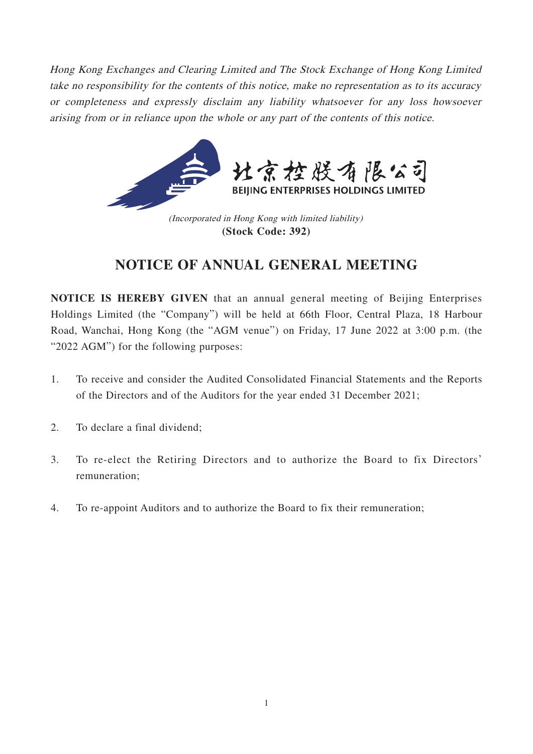*Hong Kong Exchanges and Clearing Limited and The Stock Exchange of Hong Kong Limited take no responsibility for the contents of this notice, make no representation as to its accuracy or completeness and expressly disclaim any liability whatsoever for any loss howsoever arising from or in reliance upon the whole or any part of the contents of this notice.*

北京控股有限公司
BEIJING ENTERPRISES HOLDINGS LIMITED

*(Incorporated in Hong Kong with limited liability)*
**(Stock Code: 392)**

# NOTICE OF ANNUAL GENERAL MEETING

**NOTICE IS HEREBY GIVEN** that an annual general meeting of Beijing Enterprises Holdings Limited (the "Company") will be held at 66th Floor, Central Plaza, 18 Harbour Road, Wanchai, Hong Kong (the "AGM venue") on Friday, 17 June 2022 at 3:00 p.m. (the "2022 AGM") for the following purposes:

1. To receive and consider the Audited Consolidated Financial Statements and the Reports of the Directors and of the Auditors for the year ended 31 December 2021;

2. To declare a final dividend;

3. To re-elect the Retiring Directors and to authorize the Board to fix Directors' remuneration;

4. To re-appoint Auditors and to authorize the Board to fix their remuneration;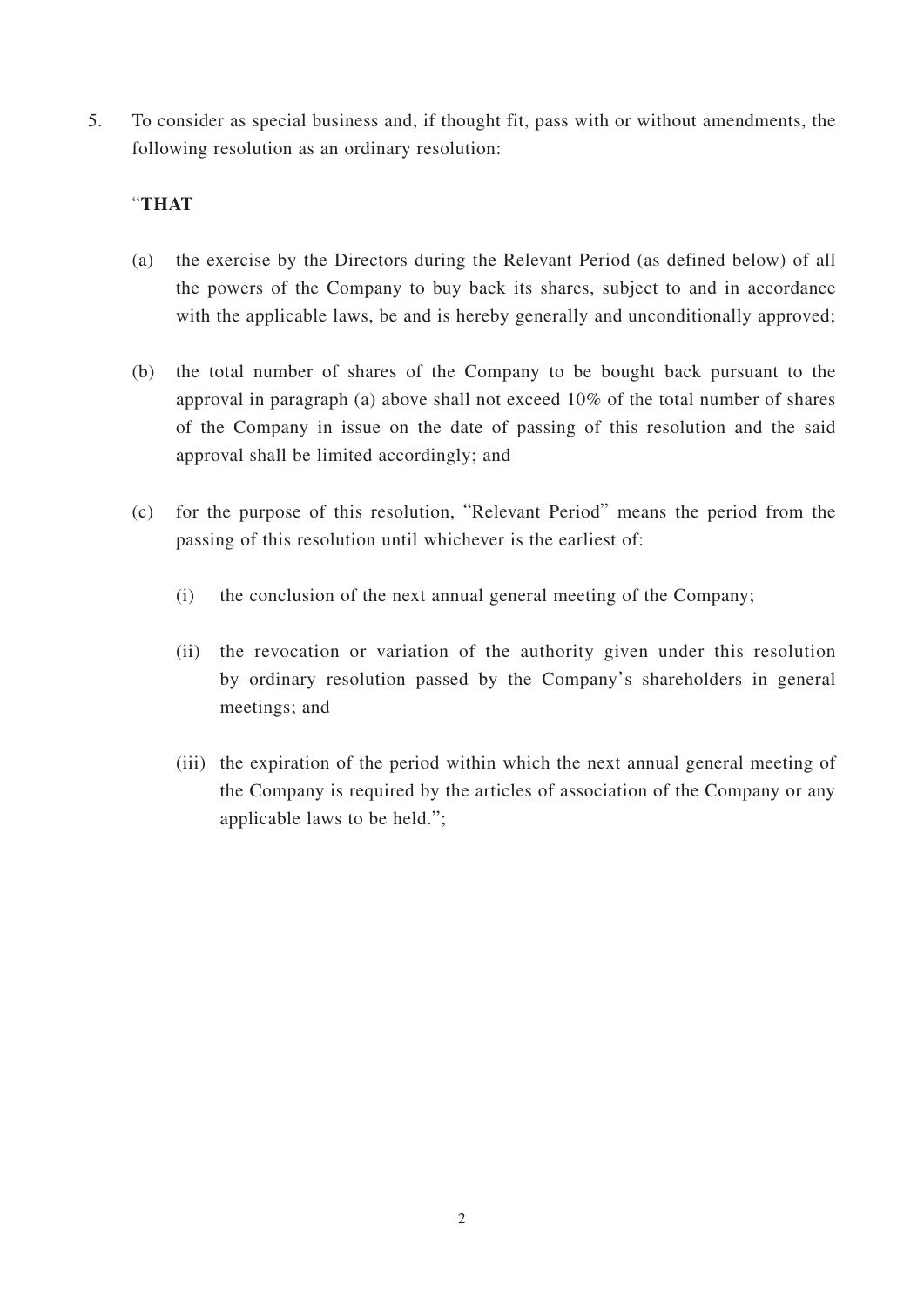5. To consider as special business and, if thought fit, pass with or without amendments, the following resolution as an ordinary resolution:

"**THAT**

(a) the exercise by the Directors during the Relevant Period (as defined below) of all the powers of the Company to buy back its shares, subject to and in accordance with the applicable laws, be and is hereby generally and unconditionally approved;

(b) the total number of shares of the Company to be bought back pursuant to the approval in paragraph (a) above shall not exceed 10% of the total number of shares of the Company in issue on the date of passing of this resolution and the said approval shall be limited accordingly; and

(c) for the purpose of this resolution, "Relevant Period" means the period from the passing of this resolution until whichever is the earliest of:

  (i) the conclusion of the next annual general meeting of the Company;

  (ii) the revocation or variation of the authority given under this resolution by ordinary resolution passed by the Company's shareholders in general meetings; and

  (iii) the expiration of the period within which the next annual general meeting of the Company is required by the articles of association of the Company or any applicable laws to be held.";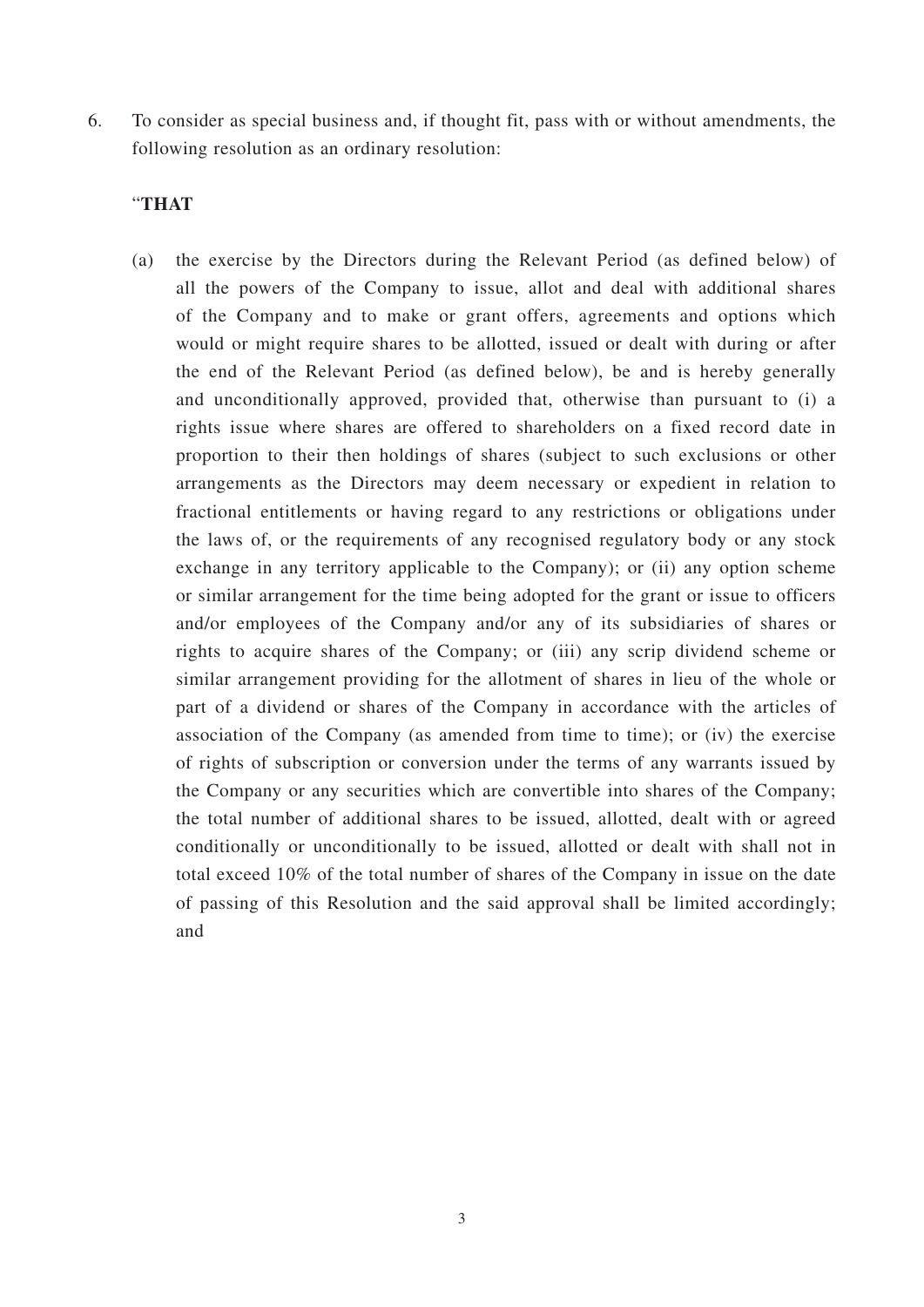6. To consider as special business and, if thought fit, pass with or without amendments, the following resolution as an ordinary resolution:

   "**THAT**

   (a) the exercise by the Directors during the Relevant Period (as defined below) of all the powers of the Company to issue, allot and deal with additional shares of the Company and to make or grant offers, agreements and options which would or might require shares to be allotted, issued or dealt with during or after the end of the Relevant Period (as defined below), be and is hereby generally and unconditionally approved, provided that, otherwise than pursuant to (i) a rights issue where shares are offered to shareholders on a fixed record date in proportion to their then holdings of shares (subject to such exclusions or other arrangements as the Directors may deem necessary or expedient in relation to fractional entitlements or having regard to any restrictions or obligations under the laws of, or the requirements of any recognised regulatory body or any stock exchange in any territory applicable to the Company); or (ii) any option scheme or similar arrangement for the time being adopted for the grant or issue to officers and/or employees of the Company and/or any of its subsidiaries of shares or rights to acquire shares of the Company; or (iii) any scrip dividend scheme or similar arrangement providing for the allotment of shares in lieu of the whole or part of a dividend or shares of the Company in accordance with the articles of association of the Company (as amended from time to time); or (iv) the exercise of rights of subscription or conversion under the terms of any warrants issued by the Company or any securities which are convertible into shares of the Company; the total number of additional shares to be issued, allotted, dealt with or agreed conditionally or unconditionally to be issued, allotted or dealt with shall not in total exceed 10% of the total number of shares of the Company in issue on the date of passing of this Resolution and the said approval shall be limited accordingly; and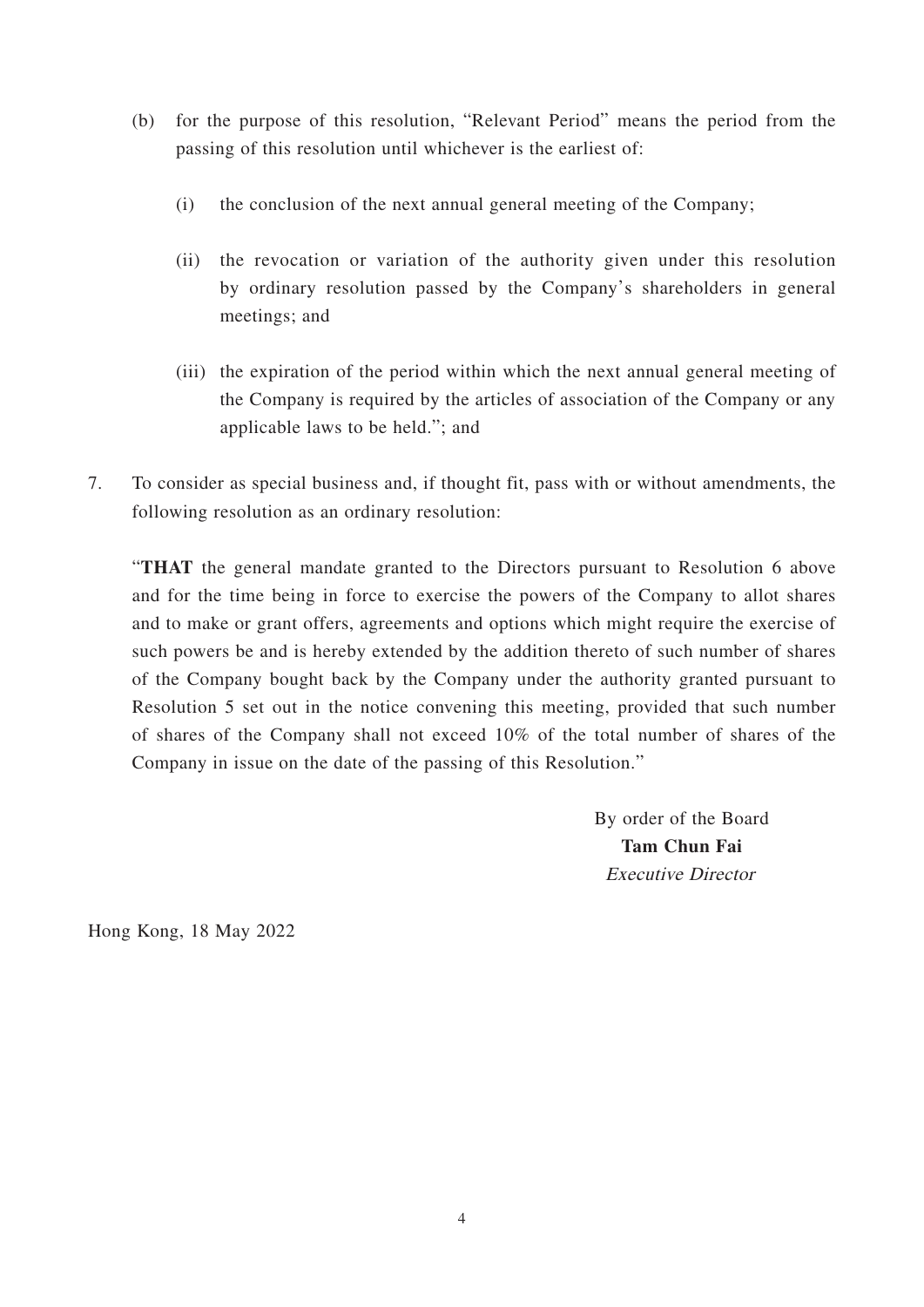(b) for the purpose of this resolution, "Relevant Period" means the period from the passing of this resolution until whichever is the earliest of:

   (i) the conclusion of the next annual general meeting of the Company;

   (ii) the revocation or variation of the authority given under this resolution by ordinary resolution passed by the Company's shareholders in general meetings; and

   (iii) the expiration of the period within which the next annual general meeting of the Company is required by the articles of association of the Company or any applicable laws to be held."; and

7. To consider as special business and, if thought fit, pass with or without amendments, the following resolution as an ordinary resolution:

   "**THAT** the general mandate granted to the Directors pursuant to Resolution 6 above and for the time being in force to exercise the powers of the Company to allot shares and to make or grant offers, agreements and options which might require the exercise of such powers be and is hereby extended by the addition thereto of such number of shares of the Company bought back by the Company under the authority granted pursuant to Resolution 5 set out in the notice convening this meeting, provided that such number of shares of the Company shall not exceed 10% of the total number of shares of the Company in issue on the date of the passing of this Resolution."

By order of the Board
**Tam Chun Fai**
*Executive Director*

Hong Kong, 18 May 2022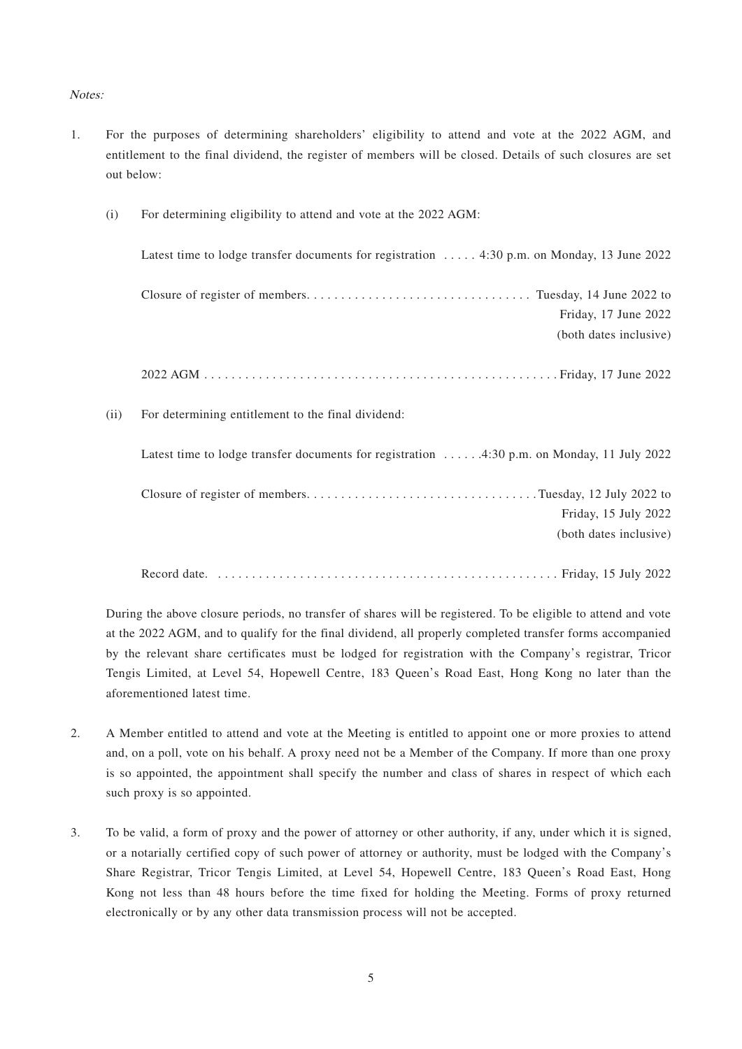*Notes:*

1. For the purposes of determining shareholders' eligibility to attend and vote at the 2022 AGM, and entitlement to the final dividend, the register of members will be closed. Details of such closures are set out below:

   (i) For determining eligibility to attend and vote at the 2022 AGM:

   | | |
   |---|---|
   | Latest time to lodge transfer documents for registration | 4:30 p.m. on Monday, 13 June 2022 |
   | Closure of register of members | Tuesday, 14 June 2022 to Friday, 17 June 2022 (both dates inclusive) |
   | 2022 AGM | Friday, 17 June 2022 |

   (ii) For determining entitlement to the final dividend:

   | | |
   |---|---|
   | Latest time to lodge transfer documents for registration | 4:30 p.m. on Monday, 11 July 2022 |
   | Closure of register of members | Tuesday, 12 July 2022 to Friday, 15 July 2022 (both dates inclusive) |
   | Record date | Friday, 15 July 2022 |

   During the above closure periods, no transfer of shares will be registered. To be eligible to attend and vote at the 2022 AGM, and to qualify for the final dividend, all properly completed transfer forms accompanied by the relevant share certificates must be lodged for registration with the Company's registrar, Tricor Tengis Limited, at Level 54, Hopewell Centre, 183 Queen's Road East, Hong Kong no later than the aforementioned latest time.

2. A Member entitled to attend and vote at the Meeting is entitled to appoint one or more proxies to attend and, on a poll, vote on his behalf. A proxy need not be a Member of the Company. If more than one proxy is so appointed, the appointment shall specify the number and class of shares in respect of which each such proxy is so appointed.

3. To be valid, a form of proxy and the power of attorney or other authority, if any, under which it is signed, or a notarially certified copy of such power of attorney or authority, must be lodged with the Company's Share Registrar, Tricor Tengis Limited, at Level 54, Hopewell Centre, 183 Queen's Road East, Hong Kong not less than 48 hours before the time fixed for holding the Meeting. Forms of proxy returned electronically or by any other data transmission process will not be accepted.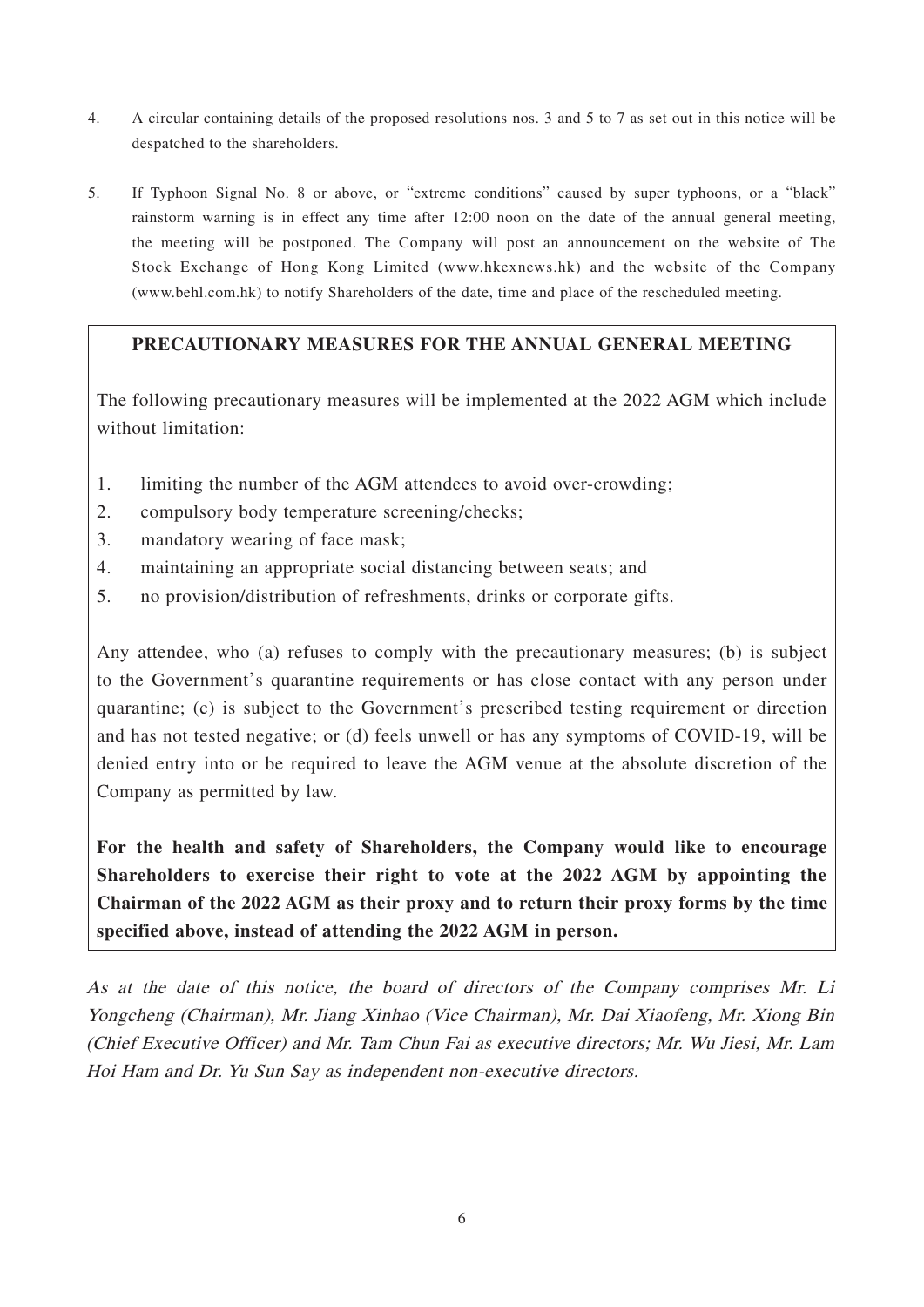4. A circular containing details of the proposed resolutions nos. 3 and 5 to 7 as set out in this notice will be despatched to the shareholders.

5. If Typhoon Signal No. 8 or above, or "extreme conditions" caused by super typhoons, or a "black" rainstorm warning is in effect any time after 12:00 noon on the date of the annual general meeting, the meeting will be postponed. The Company will post an announcement on the website of The Stock Exchange of Hong Kong Limited (www.hkexnews.hk) and the website of the Company (www.behl.com.hk) to notify Shareholders of the date, time and place of the rescheduled meeting.

**PRECAUTIONARY MEASURES FOR THE ANNUAL GENERAL MEETING**

The following precautionary measures will be implemented at the 2022 AGM which include without limitation:

1. limiting the number of the AGM attendees to avoid over-crowding;
2. compulsory body temperature screening/checks;
3. mandatory wearing of face mask;
4. maintaining an appropriate social distancing between seats; and
5. no provision/distribution of refreshments, drinks or corporate gifts.

Any attendee, who (a) refuses to comply with the precautionary measures; (b) is subject to the Government's quarantine requirements or has close contact with any person under quarantine; (c) is subject to the Government's prescribed testing requirement or direction and has not tested negative; or (d) feels unwell or has any symptoms of COVID-19, will be denied entry into or be required to leave the AGM venue at the absolute discretion of the Company as permitted by law.

**For the health and safety of Shareholders, the Company would like to encourage Shareholders to exercise their right to vote at the 2022 AGM by appointing the Chairman of the 2022 AGM as their proxy and to return their proxy forms by the time specified above, instead of attending the 2022 AGM in person.**

*As at the date of this notice, the board of directors of the Company comprises Mr. Li Yongcheng (Chairman), Mr. Jiang Xinhao (Vice Chairman), Mr. Dai Xiaofeng, Mr. Xiong Bin (Chief Executive Officer) and Mr. Tam Chun Fai as executive directors; Mr. Wu Jiesi, Mr. Lam Hoi Ham and Dr. Yu Sun Say as independent non-executive directors.*